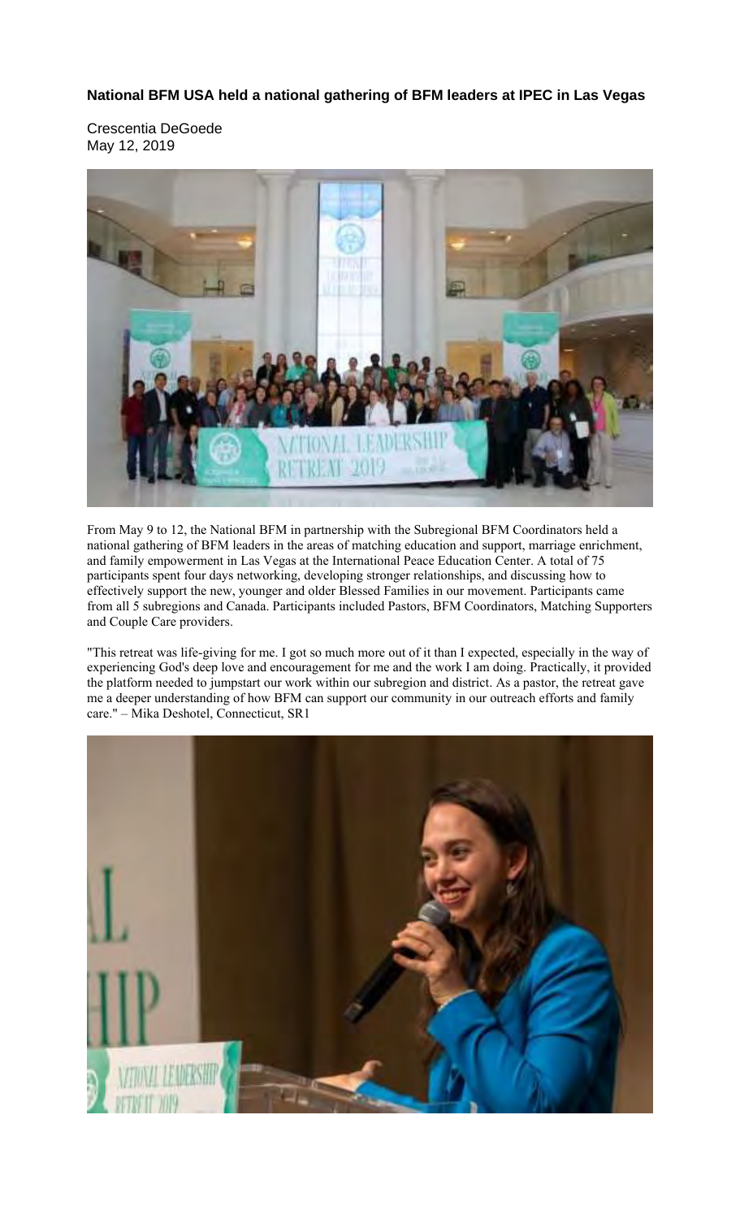**National BFM USA held a national gathering of BFM leaders at IPEC in Las Vegas**

Crescentia DeGoede
May 12, 2019

From May 9 to 12, the National BFM in partnership with the Subregional BFM Coordinators held a national gathering of BFM leaders in the areas of matching education and support, marriage enrichment, and family empowerment in Las Vegas at the International Peace Education Center. A total of 75 participants spent four days networking, developing stronger relationships, and discussing how to effectively support the new, younger and older Blessed Families in our movement. Participants came from all 5 subregions and Canada. Participants included Pastors, BFM Coordinators, Matching Supporters and Couple Care providers.

"This retreat was life-giving for me. I got so much more out of it than I expected, especially in the way of experiencing God's deep love and encouragement for me and the work I am doing. Practically, it provided the platform needed to jumpstart our work within our subregion and district. As a pastor, the retreat gave me a deeper understanding of how BFM can support our community in our outreach efforts and family care." – Mika Deshotel, Connecticut, SR1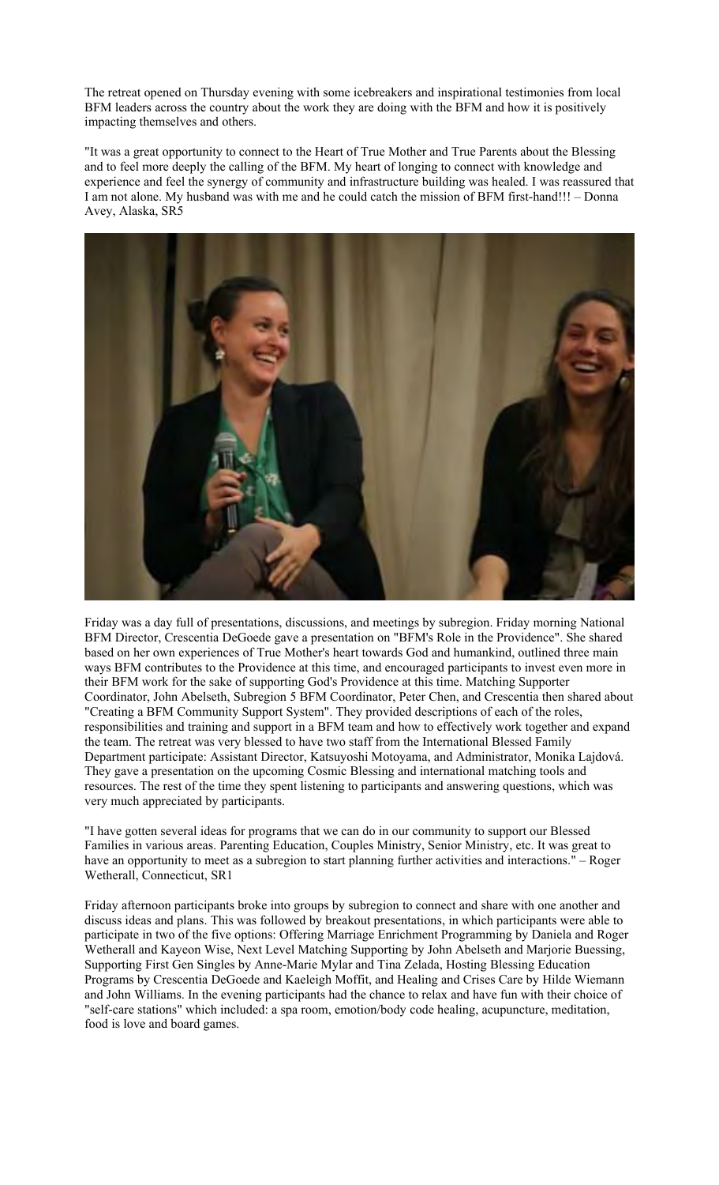The retreat opened on Thursday evening with some icebreakers and inspirational testimonies from local BFM leaders across the country about the work they are doing with the BFM and how it is positively impacting themselves and others.

"It was a great opportunity to connect to the Heart of True Mother and True Parents about the Blessing and to feel more deeply the calling of the BFM. My heart of longing to connect with knowledge and experience and feel the synergy of community and infrastructure building was healed. I was reassured that I am not alone. My husband was with me and he could catch the mission of BFM first-hand!!! – Donna Avey, Alaska, SR5

Friday was a day full of presentations, discussions, and meetings by subregion. Friday morning National BFM Director, Crescentia DeGoede gave a presentation on "BFM's Role in the Providence". She shared based on her own experiences of True Mother's heart towards God and humankind, outlined three main ways BFM contributes to the Providence at this time, and encouraged participants to invest even more in their BFM work for the sake of supporting God's Providence at this time. Matching Supporter Coordinator, John Abelseth, Subregion 5 BFM Coordinator, Peter Chen, and Crescentia then shared about "Creating a BFM Community Support System". They provided descriptions of each of the roles, responsibilities and training and support in a BFM team and how to effectively work together and expand the team. The retreat was very blessed to have two staff from the International Blessed Family Department participate: Assistant Director, Katsuyoshi Motoyama, and Administrator, Monika Lajdová. They gave a presentation on the upcoming Cosmic Blessing and international matching tools and resources. The rest of the time they spent listening to participants and answering questions, which was very much appreciated by participants.

"I have gotten several ideas for programs that we can do in our community to support our Blessed Families in various areas. Parenting Education, Couples Ministry, Senior Ministry, etc. It was great to have an opportunity to meet as a subregion to start planning further activities and interactions." – Roger Wetherall, Connecticut, SR1

Friday afternoon participants broke into groups by subregion to connect and share with one another and discuss ideas and plans. This was followed by breakout presentations, in which participants were able to participate in two of the five options: Offering Marriage Enrichment Programming by Daniela and Roger Wetherall and Kayeon Wise, Next Level Matching Supporting by John Abelseth and Marjorie Buessing, Supporting First Gen Singles by Anne-Marie Mylar and Tina Zelada, Hosting Blessing Education Programs by Crescentia DeGoede and Kaeleigh Moffit, and Healing and Crises Care by Hilde Wiemann and John Williams. In the evening participants had the chance to relax and have fun with their choice of "self-care stations" which included: a spa room, emotion/body code healing, acupuncture, meditation, food is love and board games.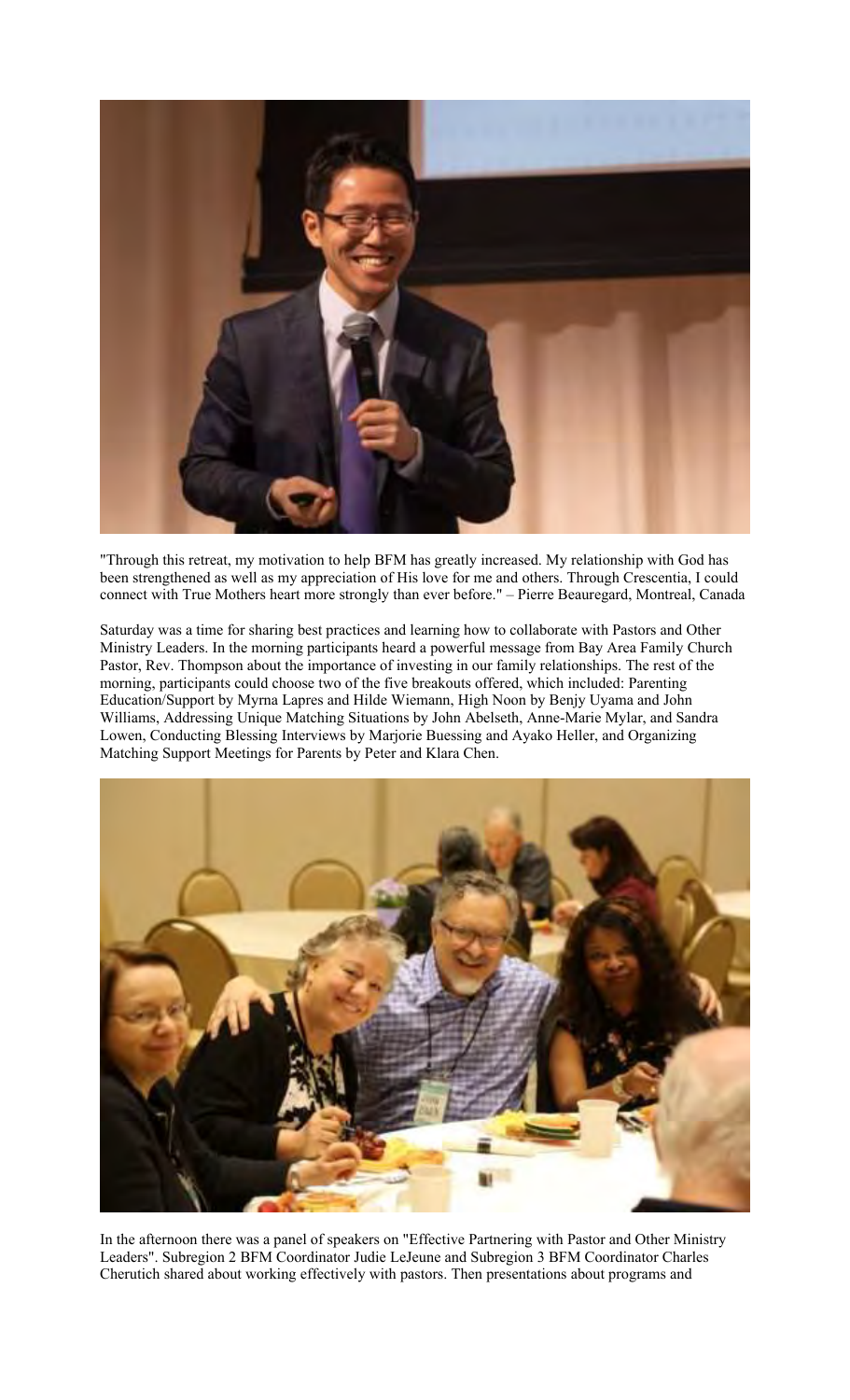"Through this retreat, my motivation to help BFM has greatly increased. My relationship with God has been strengthened as well as my appreciation of His love for me and others. Through Crescentia, I could connect with True Mothers heart more strongly than ever before." – Pierre Beauregard, Montreal, Canada

Saturday was a time for sharing best practices and learning how to collaborate with Pastors and Other Ministry Leaders. In the morning participants heard a powerful message from Bay Area Family Church Pastor, Rev. Thompson about the importance of investing in our family relationships. The rest of the morning, participants could choose two of the five breakouts offered, which included: Parenting Education/Support by Myrna Lapres and Hilde Wiemann, High Noon by Benjy Uyama and John Williams, Addressing Unique Matching Situations by John Abelseth, Anne-Marie Mylar, and Sandra Lowen, Conducting Blessing Interviews by Marjorie Buessing and Ayako Heller, and Organizing Matching Support Meetings for Parents by Peter and Klara Chen.

In the afternoon there was a panel of speakers on "Effective Partnering with Pastor and Other Ministry Leaders". Subregion 2 BFM Coordinator Judie LeJeune and Subregion 3 BFM Coordinator Charles Cherutich shared about working effectively with pastors. Then presentations about programs and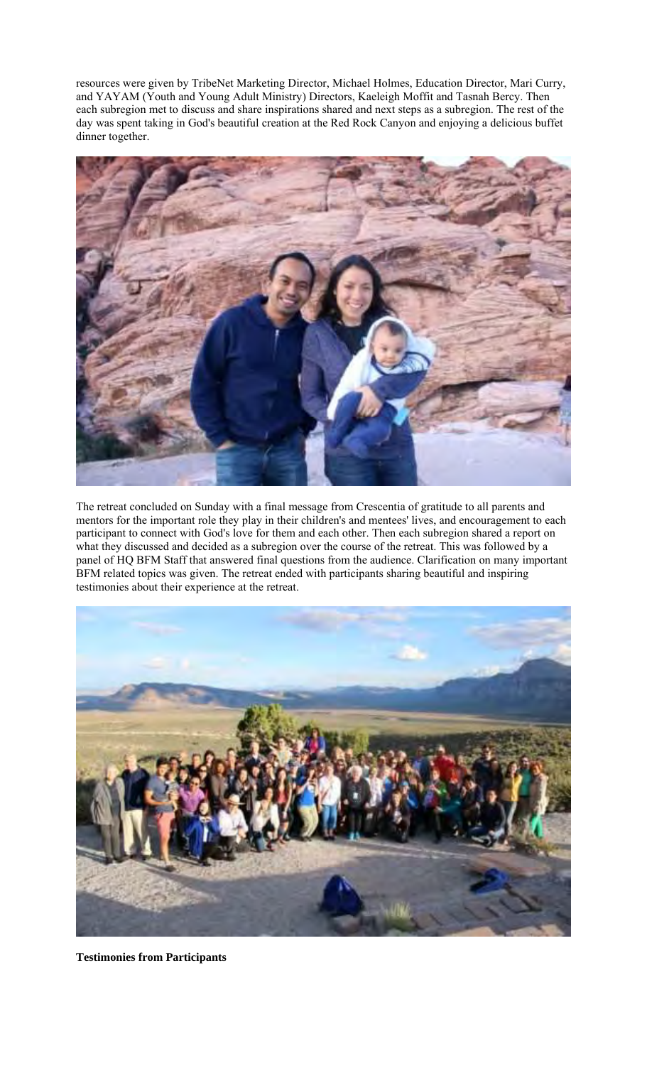resources were given by TribeNet Marketing Director, Michael Holmes, Education Director, Mari Curry, and YAYAM (Youth and Young Adult Ministry) Directors, Kaeleigh Moffit and Tasnah Bercy. Then each subregion met to discuss and share inspirations shared and next steps as a subregion. The rest of the day was spent taking in God's beautiful creation at the Red Rock Canyon and enjoying a delicious buffet dinner together.

The retreat concluded on Sunday with a final message from Crescentia of gratitude to all parents and mentors for the important role they play in their children's and mentees' lives, and encouragement to each participant to connect with God's love for them and each other. Then each subregion shared a report on what they discussed and decided as a subregion over the course of the retreat. This was followed by a panel of HQ BFM Staff that answered final questions from the audience. Clarification on many important BFM related topics was given. The retreat ended with participants sharing beautiful and inspiring testimonies about their experience at the retreat.

**Testimonies from Participants**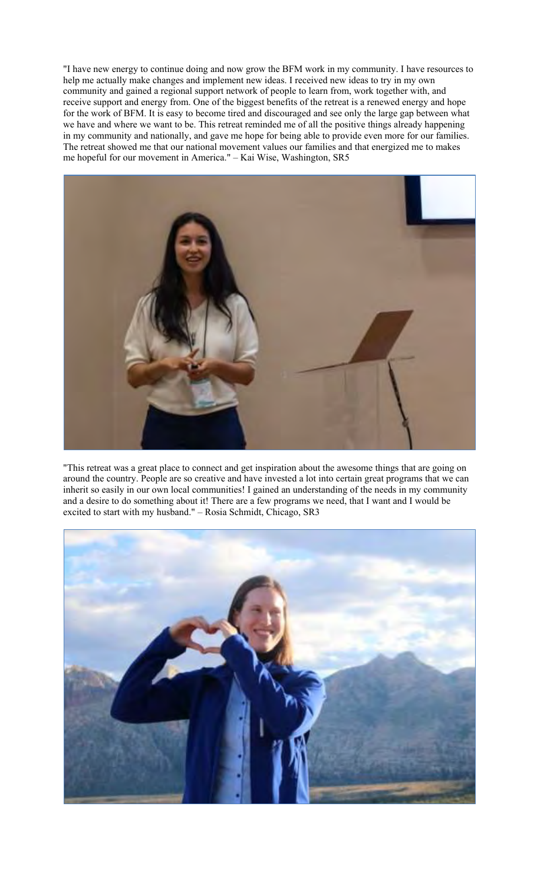"I have new energy to continue doing and now grow the BFM work in my community. I have resources to help me actually make changes and implement new ideas. I received new ideas to try in my own community and gained a regional support network of people to learn from, work together with, and receive support and energy from. One of the biggest benefits of the retreat is a renewed energy and hope for the work of BFM. It is easy to become tired and discouraged and see only the large gap between what we have and where we want to be. This retreat reminded me of all the positive things already happening in my community and nationally, and gave me hope for being able to provide even more for our families. The retreat showed me that our national movement values our families and that energized me to makes me hopeful for our movement in America." – Kai Wise, Washington, SR5

"This retreat was a great place to connect and get inspiration about the awesome things that are going on around the country. People are so creative and have invested a lot into certain great programs that we can inherit so easily in our own local communities! I gained an understanding of the needs in my community and a desire to do something about it! There are a few programs we need, that I want and I would be excited to start with my husband." – Rosia Schmidt, Chicago, SR3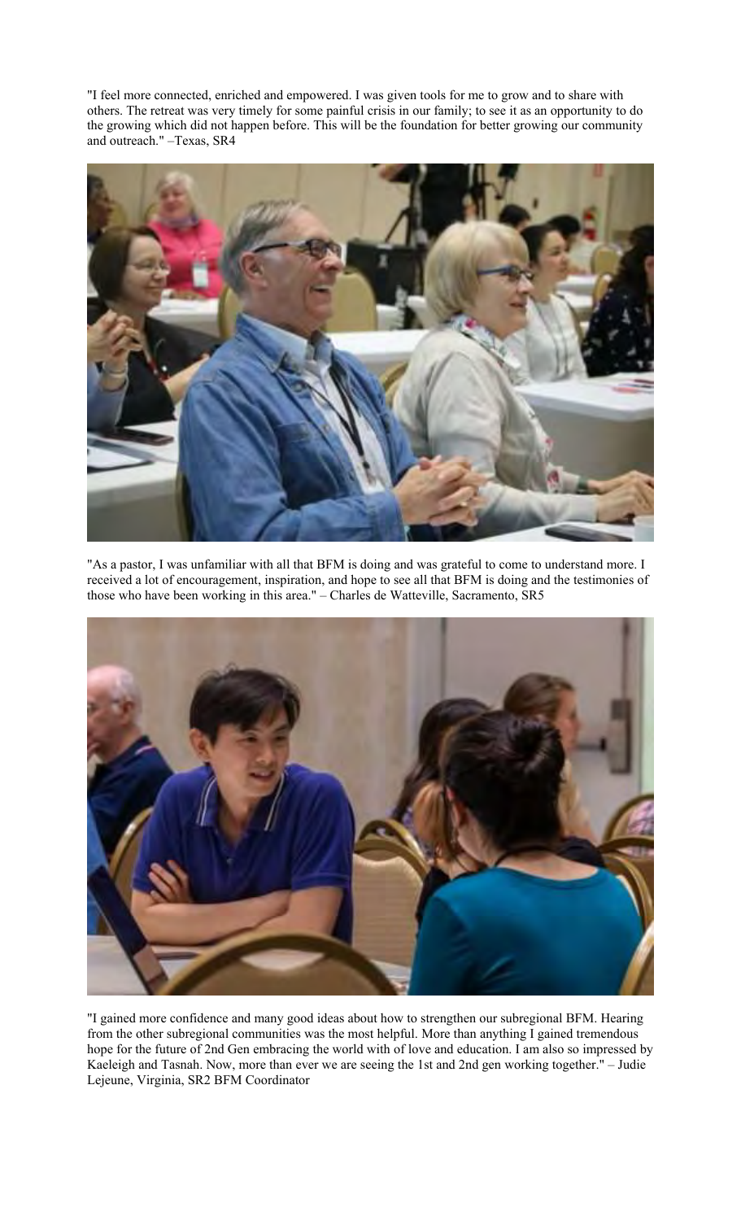"I feel more connected, enriched and empowered. I was given tools for me to grow and to share with others. The retreat was very timely for some painful crisis in our family; to see it as an opportunity to do the growing which did not happen before. This will be the foundation for better growing our community and outreach." –Texas, SR4

"As a pastor, I was unfamiliar with all that BFM is doing and was grateful to come to understand more. I received a lot of encouragement, inspiration, and hope to see all that BFM is doing and the testimonies of those who have been working in this area." – Charles de Watteville, Sacramento, SR5

"I gained more confidence and many good ideas about how to strengthen our subregional BFM. Hearing from the other subregional communities was the most helpful. More than anything I gained tremendous hope for the future of 2nd Gen embracing the world with of love and education. I am also so impressed by Kaeleigh and Tasnah. Now, more than ever we are seeing the 1st and 2nd gen working together." – Judie Lejeune, Virginia, SR2 BFM Coordinator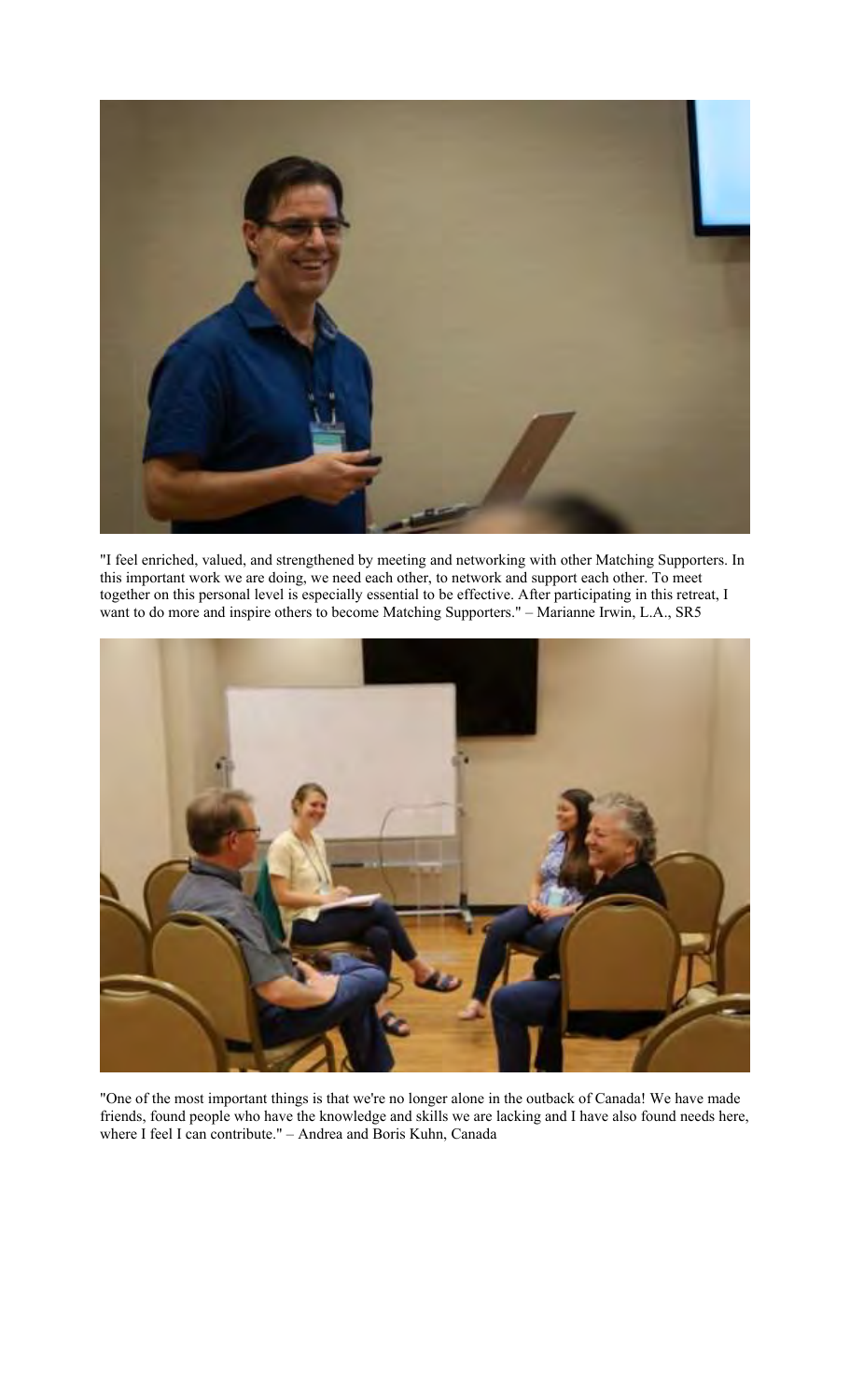"I feel enriched, valued, and strengthened by meeting and networking with other Matching Supporters. In this important work we are doing, we need each other, to network and support each other. To meet together on this personal level is especially essential to be effective. After participating in this retreat, I want to do more and inspire others to become Matching Supporters." – Marianne Irwin, L.A., SR5

"One of the most important things is that we're no longer alone in the outback of Canada! We have made friends, found people who have the knowledge and skills we are lacking and I have also found needs here, where I feel I can contribute." – Andrea and Boris Kuhn, Canada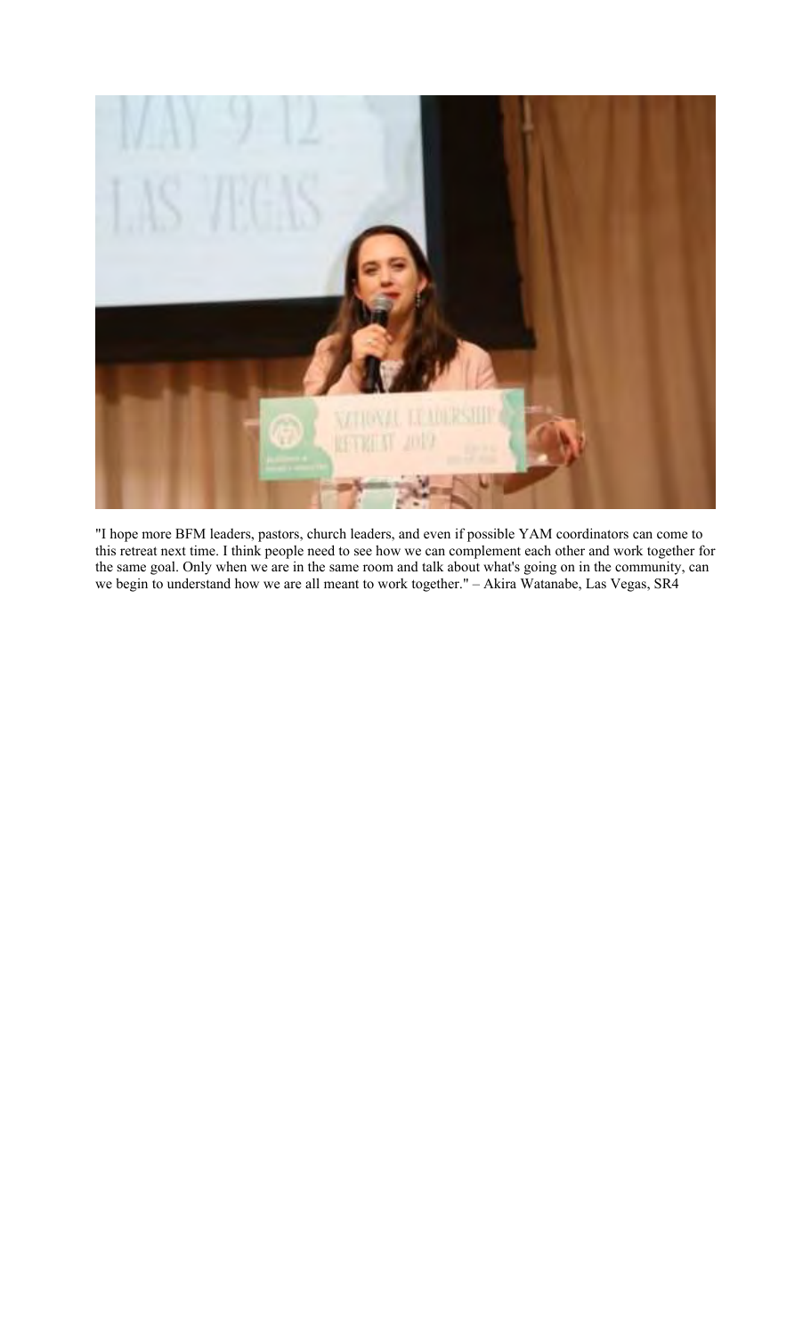"I hope more BFM leaders, pastors, church leaders, and even if possible YAM coordinators can come to this retreat next time. I think people need to see how we can complement each other and work together for the same goal. Only when we are in the same room and talk about what's going on in the community, can we begin to understand how we are all meant to work together." – Akira Watanabe, Las Vegas, SR4